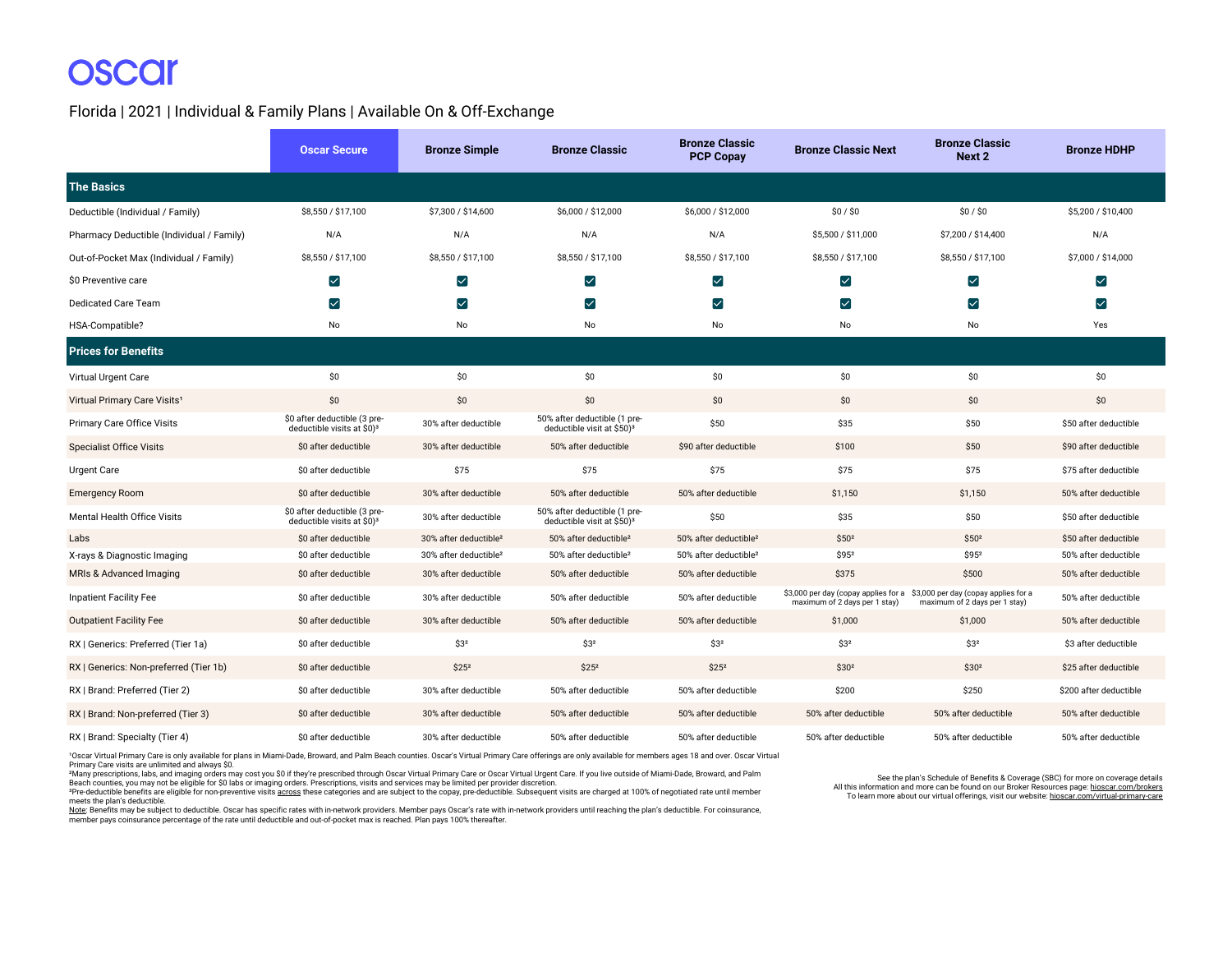# oscar

## Florida | 2021 | Individual & Family Plans | Available On & Off-Exchange

| | Oscar Secure | Bronze Simple | Bronze Classic | Bronze Classic PCP Copay | Bronze Classic Next | Bronze Classic Next 2 | Bronze HDHP |
|---|---|---|---|---|---|---|---|
| **The Basics** | | | | | | | |
| Deductible (Individual / Family) | $8,550 / $17,100 | $7,300 / $14,600 | $6,000 / $12,000 | $6,000 / $12,000 | $0 / $0 | $0 / $0 | $5,200 / $10,400 |
| Pharmacy Deductible (Individual / Family) | N/A | N/A | N/A | N/A | $5,500 / $11,000 | $7,200 / $14,400 | N/A |
| Out-of-Pocket Max (Individual / Family) | $8,550 / $17,100 | $8,550 / $17,100 | $8,550 / $17,100 | $8,550 / $17,100 | $8,550 / $17,100 | $8,550 / $17,100 | $7,000 / $14,000 |
| $0 Preventive care | ✓ | ✓ | ✓ | ✓ | ✓ | ✓ | ✓ |
| Dedicated Care Team | ✓ | ✓ | ✓ | ✓ | ✓ | ✓ | ✓ |
| HSA-Compatible? | No | No | No | No | No | No | Yes |
| **Prices for Benefits** | | | | | | | |
| Virtual Urgent Care | $0 | $0 | $0 | $0 | $0 | $0 | $0 |
| Virtual Primary Care Visits[1] | $0 | $0 | $0 | $0 | $0 | $0 | $0 |
| Primary Care Office Visits | $0 after deductible (3 pre-deductible visits at $0)[3] | 30% after deductible | 50% after deductible (1 pre-deductible visit at $50)[3] | $50 | $35 | $50 | $50 after deductible |
| Specialist Office Visits | $0 after deductible | 30% after deductible | 50% after deductible | $90 after deductible | $100 | $50 | $90 after deductible |
| Urgent Care | $0 after deductible | $75 | $75 | $75 | $75 | $75 | $75 after deductible |
| Emergency Room | $0 after deductible | 30% after deductible | 50% after deductible | 50% after deductible | $1,150 | $1,150 | 50% after deductible |
| Mental Health Office Visits | $0 after deductible (3 pre-deductible visits at $0)[3] | 30% after deductible | 50% after deductible (1 pre-deductible visit at $50)[3] | $50 | $35 | $50 | $50 after deductible |
| Labs | $0 after deductible | 30% after deductible[2] | 50% after deductible[2] | 50% after deductible[2] | $50[2] | $50[2] | $50 after deductible |
| X-rays & Diagnostic Imaging | $0 after deductible | 30% after deductible[2] | 50% after deductible[2] | 50% after deductible[2] | $95[2] | $95[2] | 50% after deductible |
| MRIs & Advanced Imaging | $0 after deductible | 30% after deductible | 50% after deductible | 50% after deductible | $375 | $500 | 50% after deductible |
| Inpatient Facility Fee | $0 after deductible | 30% after deductible | 50% after deductible | 50% after deductible | $3,000 per day (copay applies for a maximum of 2 days per 1 stay) | $3,000 per day (copay applies for a maximum of 2 days per 1 stay) | 50% after deductible |
| Outpatient Facility Fee | $0 after deductible | 30% after deductible | 50% after deductible | 50% after deductible | $1,000 | $1,000 | 50% after deductible |
| RX \| Generics: Preferred (Tier 1a) | $0 after deductible | $3[2] | $3[2] | $3[2] | $3[2] | $3[2] | $3 after deductible |
| RX \| Generics: Non-preferred (Tier 1b) | $0 after deductible | $25[2] | $25[2] | $25[2] | $30[2] | $30[2] | $25 after deductible |
| RX \| Brand: Preferred (Tier 2) | $0 after deductible | 30% after deductible | 50% after deductible | 50% after deductible | $200 | $250 | $200 after deductible |
| RX \| Brand: Non-preferred (Tier 3) | $0 after deductible | 30% after deductible | 50% after deductible | 50% after deductible | 50% after deductible | 50% after deductible | 50% after deductible |
| RX \| Brand: Specialty (Tier 4) | $0 after deductible | 30% after deductible | 50% after deductible | 50% after deductible | 50% after deductible | 50% after deductible | 50% after deductible |

[1]Oscar Virtual Primary Care is only available for plans in Miami-Dade, Broward, and Palm Beach counties. Oscar's Virtual Primary Care offerings are only available for members ages 18 and over. Oscar Virtual Primary Care visits are unlimited and always $0.

[2]Many prescriptions, labs, and imaging orders may cost you $0 if they're prescribed through Oscar Virtual Primary Care or Oscar Virtual Urgent Care. If you live outside of Miami-Dade, Broward, and Palm Beach counties, you may not be eligible for $0 labs or imaging orders. Prescriptions, visits and services may be limited per provider discretion.

[3]Pre-deductible benefits are eligible for non-preventive visits across these categories and are subject to the copay, pre-deductible. Subsequent visits are charged at 100% of negotiated rate until member meets the plan's deductible.

Note: Benefits may be subject to deductible. Oscar has specific rates with in-network providers. Member pays Oscar's rate with in-network providers until reaching the plan's deductible. For coinsurance, member pays coinsurance percentage of the rate until deductible and out-of-pocket max is reached. Plan pays 100% thereafter.

See the plan's Schedule of Benefits & Coverage (SBC) for more on coverage details
All this information and more can be found on our Broker Resources page: hioscar.com/brokers
To learn more about our virtual offerings, visit our website: hioscar.com/virtual-primary-care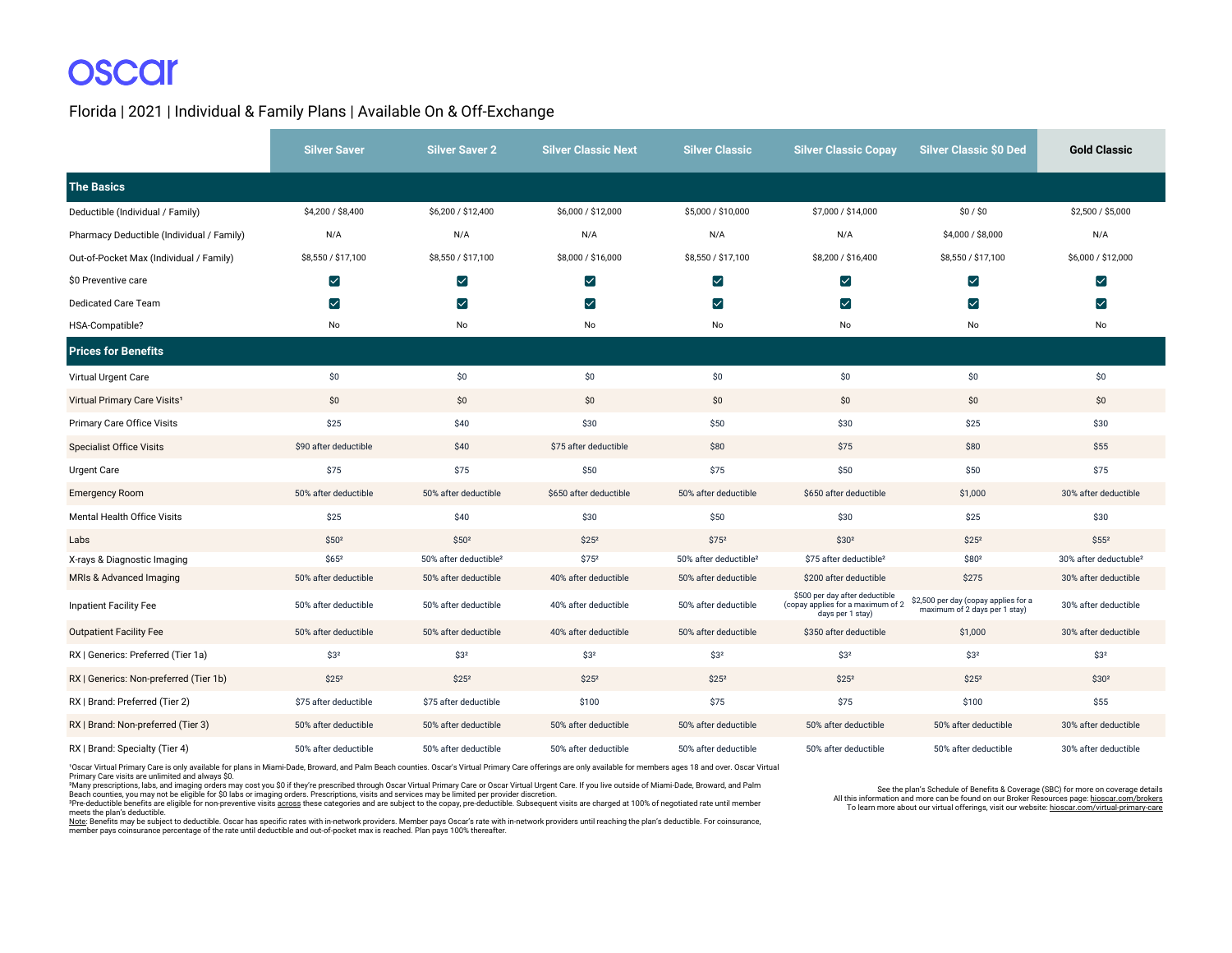# oscar

Florida | 2021 | Individual & Family Plans | Available On & Off-Exchange

| | Silver Saver | Silver Saver 2 | Silver Classic Next | Silver Classic | Silver Classic Copay | Silver Classic $0 Ded | Gold Classic |
|---|---|---|---|---|---|---|---|
| **The Basics** | | | | | | | |
| Deductible (Individual / Family) | $4,200 / $8,400 | $6,200 / $12,400 | $6,000 / $12,000 | $5,000 / $10,000 | $7,000 / $14,000 | $0 / $0 | $2,500 / $5,000 |
| Pharmacy Deductible (Individual / Family) | N/A | N/A | N/A | N/A | N/A | $4,000 / $8,000 | N/A |
| Out-of-Pocket Max (Individual / Family) | $8,550 / $17,100 | $8,550 / $17,100 | $8,000 / $16,000 | $8,550 / $17,100 | $8,200 / $16,400 | $8,550 / $17,100 | $6,000 / $12,000 |
| $0 Preventive care | ✓ | ✓ | ✓ | ✓ | ✓ | ✓ | ✓ |
| Dedicated Care Team | ✓ | ✓ | ✓ | ✓ | ✓ | ✓ | ✓ |
| HSA-Compatible? | No | No | No | No | No | No | No |
| **Prices for Benefits** | | | | | | | |
| Virtual Urgent Care | $0 | $0 | $0 | $0 | $0 | $0 | $0 |
| Virtual Primary Care Visits[1] | $0 | $0 | $0 | $0 | $0 | $0 | $0 |
| Primary Care Office Visits | $25 | $40 | $30 | $50 | $30 | $25 | $30 |
| Specialist Office Visits | $90 after deductible | $40 | $75 after deductible | $80 | $75 | $80 | $55 |
| Urgent Care | $75 | $75 | $50 | $75 | $50 | $50 | $75 |
| Emergency Room | 50% after deductible | 50% after deductible | $650 after deductible | 50% after deductible | $650 after deductible | $1,000 | 30% after deductible |
| Mental Health Office Visits | $25 | $40 | $30 | $50 | $30 | $25 | $30 |
| Labs | $50[2] | $50[2] | $25[2] | $75[2] | $30[2] | $25[2] | $55[2] |
| X-rays & Diagnostic Imaging | $65[2] | 50% after deductible[2] | $75[2] | 50% after deductible[2] | $75 after deductible[2] | $80[2] | 30% after deductuble[2] |
| MRIs & Advanced Imaging | 50% after deductible | 50% after deductible | 40% after deductible | 50% after deductible | $200 after deductible | $275 | 30% after deductible |
| Inpatient Facility Fee | 50% after deductible | 50% after deductible | 40% after deductible | 50% after deductible | $500 per day after deductible (copay applies for a maximum of 2 days per 1 stay) | $2,500 per day (copay applies for a maximum of 2 days per 1 stay) | 30% after deductible |
| Outpatient Facility Fee | 50% after deductible | 50% after deductible | 40% after deductible | 50% after deductible | $350 after deductible | $1,000 | 30% after deductible |
| RX \| Generics: Preferred (Tier 1a) | $3[2] | $3[2] | $3[2] | $3[2] | $3[2] | $3[2] | $3[2] |
| RX \| Generics: Non-preferred (Tier 1b) | $25[2] | $25[2] | $25[2] | $25[2] | $25[2] | $25[2] | $30[2] |
| RX \| Brand: Preferred (Tier 2) | $75 after deductible | $75 after deductible | $100 | $75 | $75 | $100 | $55 |
| RX \| Brand: Non-preferred (Tier 3) | 50% after deductible | 50% after deductible | 50% after deductible | 50% after deductible | 50% after deductible | 50% after deductible | 30% after deductible |
| RX \| Brand: Specialty (Tier 4) | 50% after deductible | 50% after deductible | 50% after deductible | 50% after deductible | 50% after deductible | 50% after deductible | 30% after deductible |

[1]Oscar Virtual Primary Care is only available for plans in Miami-Dade, Broward, and Palm Beach counties. Oscar's Virtual Primary Care offerings are only available for members ages 18 and over. Oscar Virtual Primary Care visits are unlimited and always $0.
[2]Many prescriptions, labs, and imaging orders may cost you $0 if they're prescribed through Oscar Virtual Primary Care or Oscar Virtual Urgent Care. If you live outside of Miami-Dade, Broward, and Palm Beach counties, you may not be eligible for $0 labs or imaging orders. Prescriptions, visits and services may be limited per provider discretion.
[3]Pre-deductible benefits are eligible for non-preventive visits across these categories and are subject to the copay, pre-deductible. Subsequent visits are charged at 100% of negotiated rate until member meets the plan's deductible.
Note: Benefits may be subject to deductible. Oscar has specific rates with in-network providers. Member pays Oscar's rate with in-network providers until reaching the plan's deductible. For coinsurance, member pays coinsurance percentage of the rate until deductible and out-of-pocket max is reached. Plan pays 100% thereafter.

See the plan's Schedule of Benefits & Coverage (SBC) for more on coverage details
All this information and more can be found on our Broker Resources page: hioscar.com/brokers
To learn more about our virtual offerings, visit our website: hioscar.com/virtual-primary-care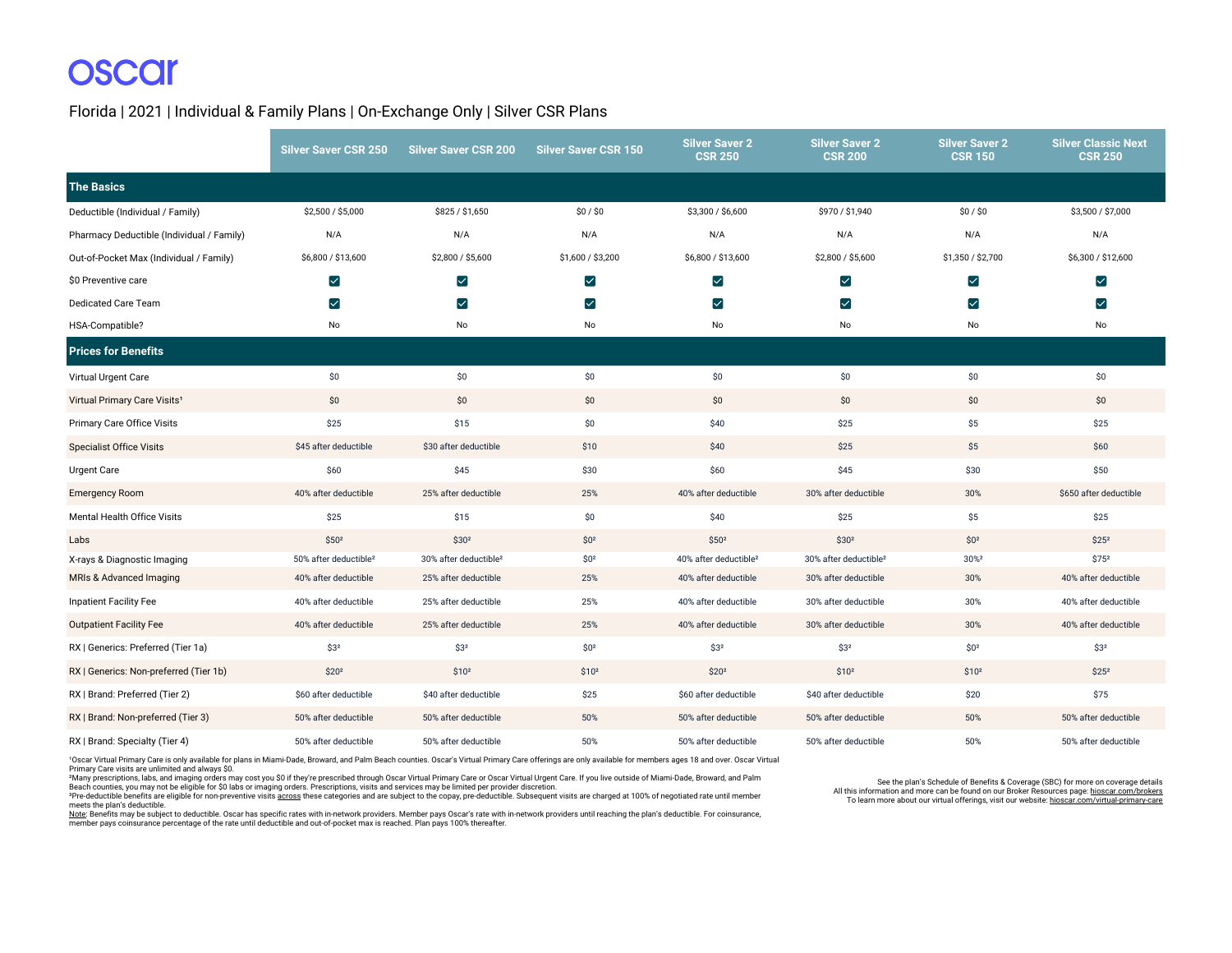# oscar

Florida | 2021 | Individual & Family Plans | On-Exchange Only | Silver CSR Plans

| | Silver Saver CSR 250 | Silver Saver CSR 200 | Silver Saver CSR 150 | Silver Saver 2 CSR 250 | Silver Saver 2 CSR 200 | Silver Saver 2 CSR 150 | Silver Classic Next CSR 250 |
|---|---|---|---|---|---|---|---|
| **The Basics** | | | | | | | |
| Deductible (Individual / Family) | $2,500 / $5,000 | $825 / $1,650 | $0 / $0 | $3,300 / $6,600 | $970 / $1,940 | $0 / $0 | $3,500 / $7,000 |
| Pharmacy Deductible (Individual / Family) | N/A | N/A | N/A | N/A | N/A | N/A | N/A |
| Out-of-Pocket Max (Individual / Family) | $6,800 / $13,600 | $2,800 / $5,600 | $1,600 / $3,200 | $6,800 / $13,600 | $2,800 / $5,600 | $1,350 / $2,700 | $6,300 / $12,600 |
| $0 Preventive care | ✓ | ✓ | ✓ | ✓ | ✓ | ✓ | ✓ |
| Dedicated Care Team | ✓ | ✓ | ✓ | ✓ | ✓ | ✓ | ✓ |
| HSA-Compatible? | No | No | No | No | No | No | No |
| **Prices for Benefits** | | | | | | | |
| Virtual Urgent Care | $0 | $0 | $0 | $0 | $0 | $0 | $0 |
| Virtual Primary Care Visits[1] | $0 | $0 | $0 | $0 | $0 | $0 | $0 |
| Primary Care Office Visits | $25 | $15 | $0 | $40 | $25 | $5 | $25 |
| Specialist Office Visits | $45 after deductible | $30 after deductible | $10 | $40 | $25 | $5 | $60 |
| Urgent Care | $60 | $45 | $30 | $60 | $45 | $30 | $50 |
| Emergency Room | 40% after deductible | 25% after deductible | 25% | 40% after deductible | 30% after deductible | 30% | $650 after deductible |
| Mental Health Office Visits | $25 | $15 | $0 | $40 | $25 | $5 | $25 |
| Labs | $50[2] | $30[2] | $0[2] | $50[2] | $30[2] | $0[2] | $25[2] |
| X-rays & Diagnostic Imaging | 50% after deductible[2] | 30% after deductible[2] | $0[2] | 40% after deductible[2] | 30% after deductible[2] | 30%[2] | $75[2] |
| MRIs & Advanced Imaging | 40% after deductible | 25% after deductible | 25% | 40% after deductible | 30% after deductible | 30% | 40% after deductible |
| Inpatient Facility Fee | 40% after deductible | 25% after deductible | 25% | 40% after deductible | 30% after deductible | 30% | 40% after deductible |
| Outpatient Facility Fee | 40% after deductible | 25% after deductible | 25% | 40% after deductible | 30% after deductible | 30% | 40% after deductible |
| RX \| Generics: Preferred (Tier 1a) | $3[2] | $3[2] | $0[2] | $3[2] | $3[2] | $0[2] | $3[2] |
| RX \| Generics: Non-preferred (Tier 1b) | $20[2] | $10[2] | $10[2] | $20[2] | $10[2] | $10[2] | $25[2] |
| RX \| Brand: Preferred (Tier 2) | $60 after deductible | $40 after deductible | $25 | $60 after deductible | $40 after deductible | $20 | $75 |
| RX \| Brand: Non-preferred (Tier 3) | 50% after deductible | 50% after deductible | 50% | 50% after deductible | 50% after deductible | 50% | 50% after deductible |
| RX \| Brand: Specialty (Tier 4) | 50% after deductible | 50% after deductible | 50% | 50% after deductible | 50% after deductible | 50% | 50% after deductible |

[1]Oscar Virtual Primary Care is only available for plans in Miami-Dade, Broward, and Palm Beach counties. Oscar's Virtual Primary Care offerings are only available for members ages 18 and over. Oscar Virtual Primary Care visits are unlimited and always $0.
[2]Many prescriptions, labs, and imaging orders may cost you $0 if they're prescribed through Oscar Virtual Primary Care or Oscar Virtual Urgent Care. If you live outside of Miami-Dade, Broward, and Palm Beach counties, you may not be eligible for $0 labs or imaging orders. Prescriptions, visits and services may be limited per provider discretion.
[3]Pre-deductible benefits are eligible for non-preventive visits across these categories and are subject to the copay, pre-deductible. Subsequent visits are charged at 100% of negotiated rate until member meets the plan's deductible.
Note: Benefits may be subject to deductible. Oscar has specific rates with in-network providers. Member pays Oscar's rate with in-network providers until reaching the plan's deductible. For coinsurance, member pays coinsurance percentage of the rate until deductible and out-of-pocket max is reached. Plan pays 100% thereafter.

See the plan's Schedule of Benefits & Coverage (SBC) for more on coverage details
All this information and more can be found on our Broker Resources page: hioscar.com/brokers
To learn more about our virtual offerings, visit our website: hioscar.com/virtual-primary-care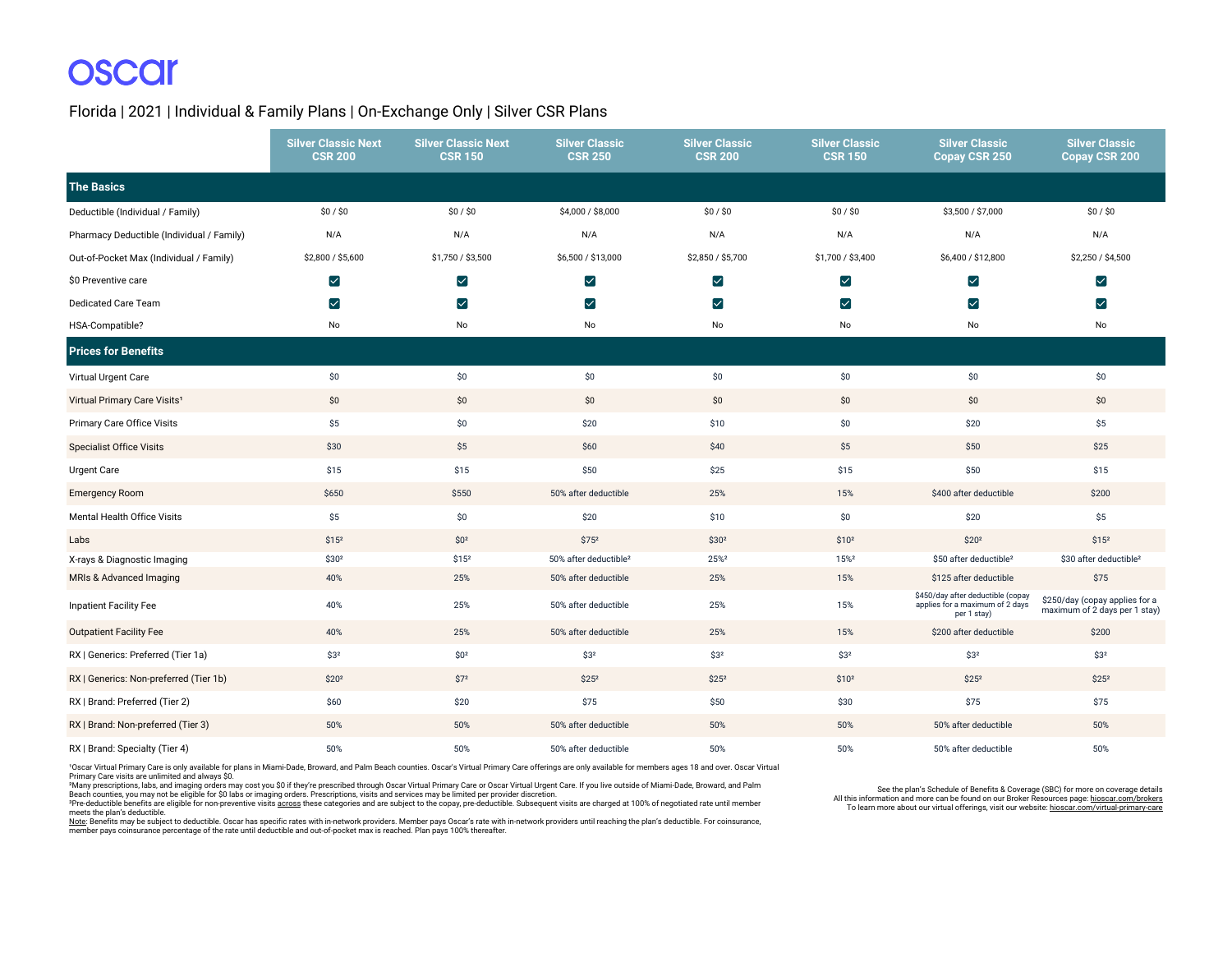oscar

# Florida | 2021 | Individual & Family Plans | On-Exchange Only | Silver CSR Plans

| | Silver Classic Next CSR 200 | Silver Classic Next CSR 150 | Silver Classic CSR 250 | Silver Classic CSR 200 | Silver Classic CSR 150 | Silver Classic Copay CSR 250 | Silver Classic Copay CSR 200 |
|---|---|---|---|---|---|---|---|
| **The Basics** | | | | | | | |
| Deductible (Individual / Family) | $0 / $0 | $0 / $0 | $4,000 / $8,000 | $0 / $0 | $0 / $0 | $3,500 / $7,000 | $0 / $0 |
| Pharmacy Deductible (Individual / Family) | N/A | N/A | N/A | N/A | N/A | N/A | N/A |
| Out-of-Pocket Max (Individual / Family) | $2,800 / $5,600 | $1,750 / $3,500 | $6,500 / $13,000 | $2,850 / $5,700 | $1,700 / $3,400 | $6,400 / $12,800 | $2,250 / $4,500 |
| $0 Preventive care | ✓ | ✓ | ✓ | ✓ | ✓ | ✓ | ✓ |
| Dedicated Care Team | ✓ | ✓ | ✓ | ✓ | ✓ | ✓ | ✓ |
| HSA-Compatible? | No | No | No | No | No | No | No |
| **Prices for Benefits** | | | | | | | |
| Virtual Urgent Care | $0 | $0 | $0 | $0 | $0 | $0 | $0 |
| Virtual Primary Care Visits[1] | $0 | $0 | $0 | $0 | $0 | $0 | $0 |
| Primary Care Office Visits | $5 | $0 | $20 | $10 | $0 | $20 | $5 |
| Specialist Office Visits | $30 | $5 | $60 | $40 | $5 | $50 | $25 |
| Urgent Care | $15 | $15 | $50 | $25 | $15 | $50 | $15 |
| Emergency Room | $650 | $550 | 50% after deductible | 25% | 15% | $400 after deductible | $200 |
| Mental Health Office Visits | $5 | $0 | $20 | $10 | $0 | $20 | $5 |
| Labs | $15[2] | $0[2] | $75[2] | $30[2] | $10[2] | $20[2] | $15[2] |
| X-rays & Diagnostic Imaging | $30[2] | $15[2] | 50% after deductible[2] | 25%[2] | 15%[2] | $50 after deductible[2] | $30 after deductible[2] |
| MRIs & Advanced Imaging | 40% | 25% | 50% after deductible | 25% | 15% | $125 after deductible | $75 |
| Inpatient Facility Fee | 40% | 25% | 50% after deductible | 25% | 15% | $450/day after deductible (copay applies for a maximum of 2 days per 1 stay) | $250/day (copay applies for a maximum of 2 days per 1 stay) |
| Outpatient Facility Fee | 40% | 25% | 50% after deductible | 25% | 15% | $200 after deductible | $200 |
| RX \| Generics: Preferred (Tier 1a) | $3[2] | $0[2] | $3[2] | $3[2] | $3[2] | $3[2] | $3[2] |
| RX \| Generics: Non-preferred (Tier 1b) | $20[2] | $7[2] | $25[2] | $25[2] | $10[2] | $25[2] | $25[2] |
| RX \| Brand: Preferred (Tier 2) | $60 | $20 | $75 | $50 | $30 | $75 | $75 |
| RX \| Brand: Non-preferred (Tier 3) | 50% | 50% | 50% after deductible | 50% | 50% | 50% after deductible | 50% |
| RX \| Brand: Specialty (Tier 4) | 50% | 50% | 50% after deductible | 50% | 50% | 50% after deductible | 50% |

[1]Oscar Virtual Primary Care is only available for plans in Miami-Dade, Broward, and Palm Beach counties. Oscar's Virtual Primary Care offerings are only available for members ages 18 and over. Oscar Virtual Primary Care visits are unlimited and always $0.
[2]Many prescriptions, labs, and imaging orders may cost you $0 if they're prescribed through Oscar Virtual Primary Care or Oscar Virtual Urgent Care. If you live outside of Miami-Dade, Broward, and Palm Beach counties, you may not be eligible for $0 labs or imaging orders. Prescriptions, visits and services may be limited per provider discretion.
[3]Pre-deductible benefits are eligible for non-preventive visits across these categories and are subject to the copay, pre-deductible. Subsequent visits are charged at 100% of negotiated rate until member meets the plan's deductible.
Note: Benefits may be subject to deductible. Oscar has specific rates with in-network providers. Member pays Oscar's rate with in-network providers until reaching the plan's deductible. For coinsurance, member pays coinsurance percentage of the rate until deductible and out-of-pocket max is reached. Plan pays 100% thereafter.

See the plan's Schedule of Benefits & Coverage (SBC) for more on coverage details
All this information and more can be found on our Broker Resources page: hioscar.com/brokers
To learn more about our virtual offerings, visit our website: hioscar.com/virtual-primary-care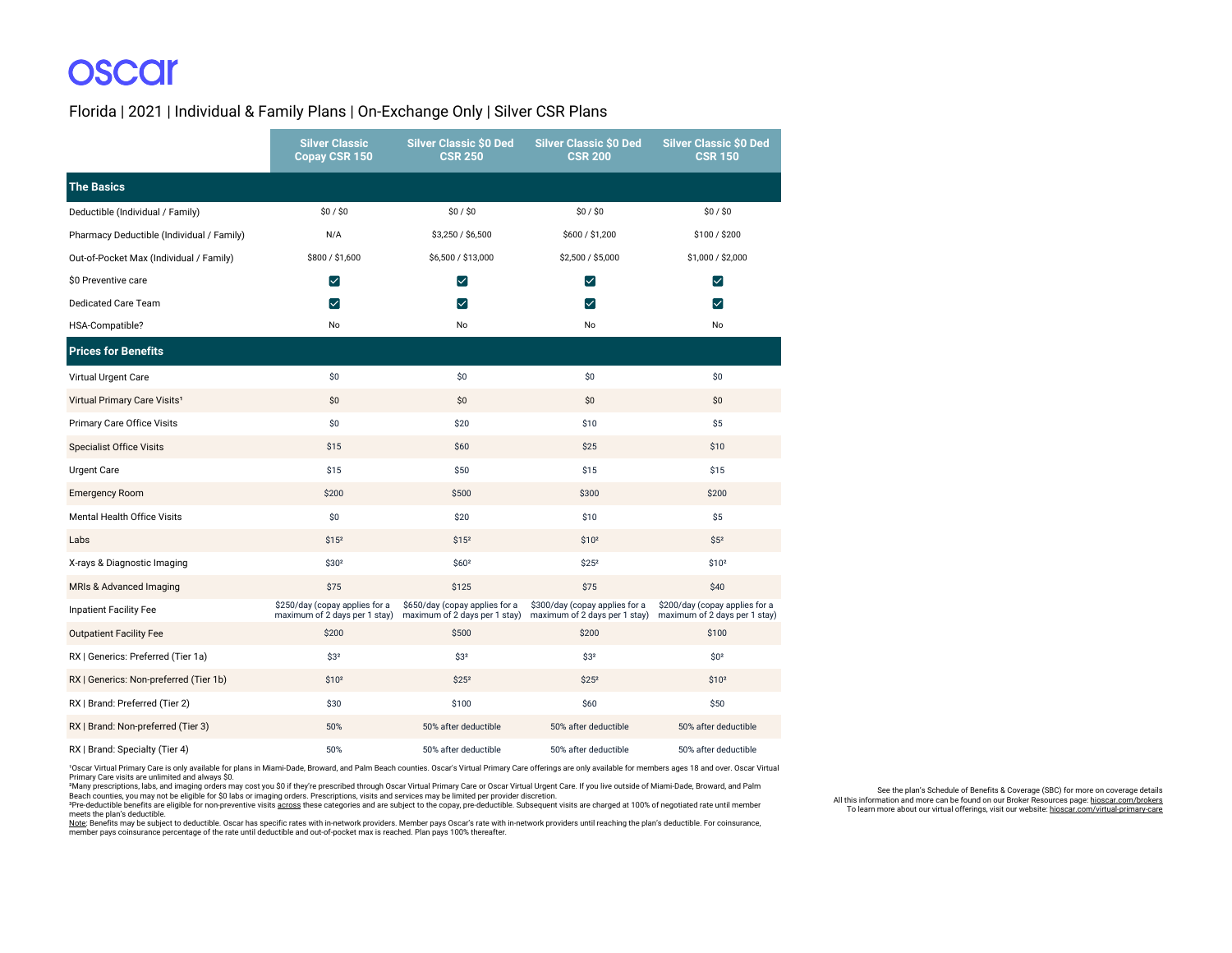oscar

## Florida | 2021 | Individual & Family Plans | On-Exchange Only | Silver CSR Plans

| | Silver Classic Copay CSR 150 | Silver Classic $0 Ded CSR 250 | Silver Classic $0 Ded CSR 200 | Silver Classic $0 Ded CSR 150 |
|---|---|---|---|---|
| **The Basics** | | | | |
| Deductible (Individual / Family) | $0 / $0 | $0 / $0 | $0 / $0 | $0 / $0 |
| Pharmacy Deductible (Individual / Family) | N/A | $3,250 / $6,500 | $600 / $1,200 | $100 / $200 |
| Out-of-Pocket Max (Individual / Family) | $800 / $1,600 | $6,500 / $13,000 | $2,500 / $5,000 | $1,000 / $2,000 |
| $0 Preventive care | ✓ | ✓ | ✓ | ✓ |
| Dedicated Care Team | ✓ | ✓ | ✓ | ✓ |
| HSA-Compatible? | No | No | No | No |
| **Prices for Benefits** | | | | |
| Virtual Urgent Care | $0 | $0 | $0 | $0 |
| Virtual Primary Care Visits[1] | $0 | $0 | $0 | $0 |
| Primary Care Office Visits | $0 | $20 | $10 | $5 |
| Specialist Office Visits | $15 | $60 | $25 | $10 |
| Urgent Care | $15 | $50 | $15 | $15 |
| Emergency Room | $200 | $500 | $300 | $200 |
| Mental Health Office Visits | $0 | $20 | $10 | $5 |
| Labs | $15[2] | $15[2] | $10[2] | $5[2] |
| X-rays & Diagnostic Imaging | $30[2] | $60[2] | $25[2] | $10[2] |
| MRIs & Advanced Imaging | $75 | $125 | $75 | $40 |
| Inpatient Facility Fee | $250/day (copay applies for a maximum of 2 days per 1 stay) | $650/day (copay applies for a maximum of 2 days per 1 stay) | $300/day (copay applies for a maximum of 2 days per 1 stay) | $200/day (copay applies for a maximum of 2 days per 1 stay) |
| Outpatient Facility Fee | $200 | $500 | $200 | $100 |
| RX \| Generics: Preferred (Tier 1a) | $3[2] | $3[2] | $3[2] | $0[2] |
| RX \| Generics: Non-preferred (Tier 1b) | $10[2] | $25[2] | $25[2] | $10[2] |
| RX \| Brand: Preferred (Tier 2) | $30 | $100 | $60 | $50 |
| RX \| Brand: Non-preferred (Tier 3) | 50% | 50% after deductible | 50% after deductible | 50% after deductible |
| RX \| Brand: Specialty (Tier 4) | 50% | 50% after deductible | 50% after deductible | 50% after deductible |

[1]Oscar Virtual Primary Care is only available for plans in Miami-Dade, Broward, and Palm Beach counties. Oscar's Virtual Primary Care offerings are only available for members ages 18 and over. Oscar Virtual Primary Care visits are unlimited and always $0.
[2]Many prescriptions, labs, and imaging orders may cost you $0 if they're prescribed through Oscar Virtual Primary Care or Oscar Virtual Urgent Care. If you live outside of Miami-Dade, Broward, and Palm Beach counties, you may not be eligible for $0 labs or imaging orders. Prescriptions, visits and services may be limited per provider discretion.
[3]Pre-deductible benefits are eligible for non-preventive visits across these categories and are subject to the copay, pre-deductible. Subsequent visits are charged at 100% of negotiated rate until member meets the plan's deductible.
Note: Benefits may be subject to deductible. Oscar has specific rates with in-network providers. Member pays Oscar's rate with in-network providers until reaching the plan's deductible. For coinsurance, member pays coinsurance percentage of the rate until deductible and out-of-pocket max is reached. Plan pays 100% thereafter.

See the plan's Schedule of Benefits & Coverage (SBC) for more on coverage details
All this information and more can be found on our Broker Resources page: hioscar.com/brokers
To learn more about our virtual offerings, visit our website: hioscar.com/virtual-primary-care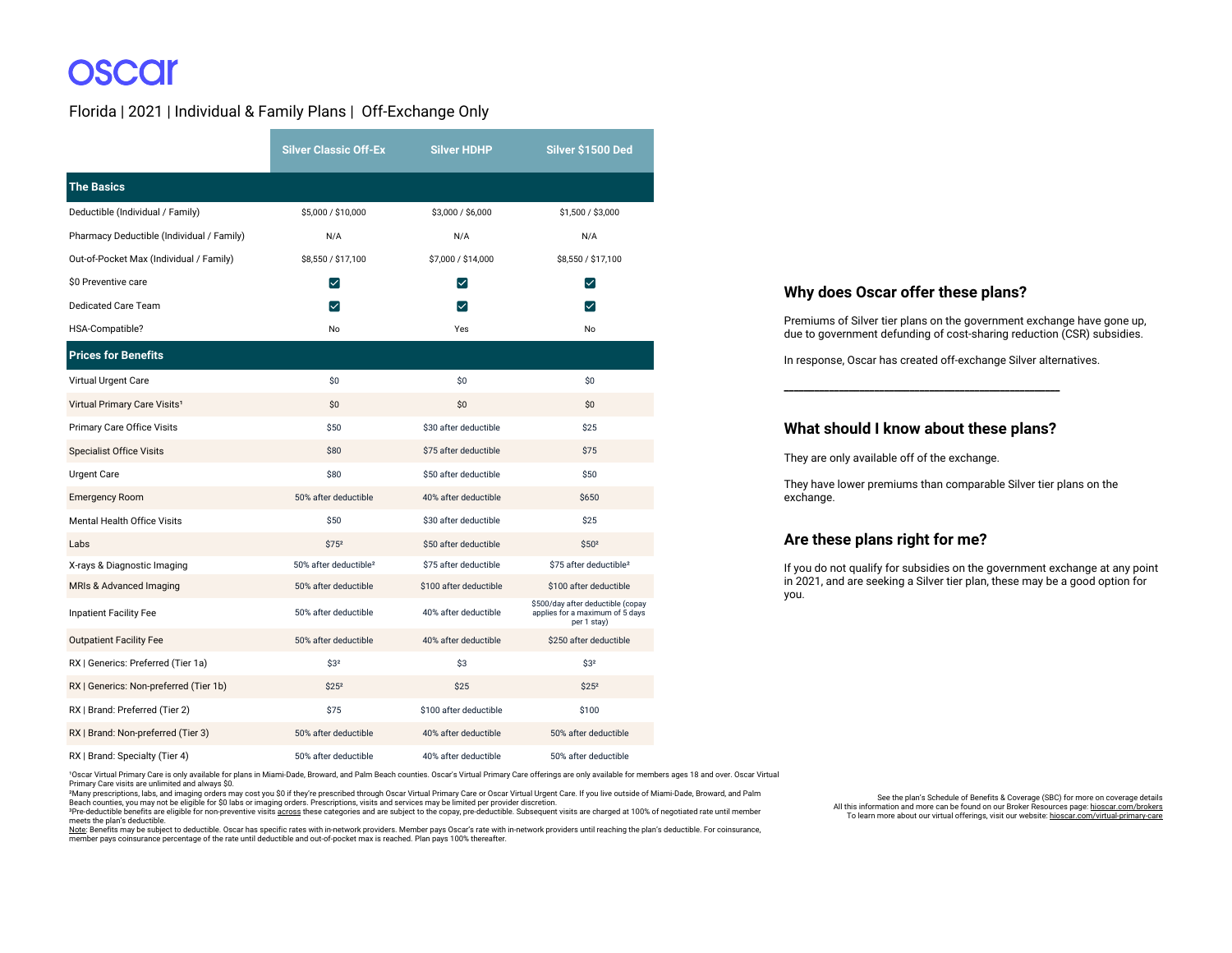# oscar

Florida | 2021 | Individual & Family Plans | Off-Exchange Only

| | Silver Classic Off-Ex | Silver HDHP | Silver $1500 Ded |
|---|---|---|---|
| **The Basics** | | | |
| Deductible (Individual / Family) | $5,000 / $10,000 | $3,000 / $6,000 | $1,500 / $3,000 |
| Pharmacy Deductible (Individual / Family) | N/A | N/A | N/A |
| Out-of-Pocket Max (Individual / Family) | $8,550 / $17,100 | $7,000 / $14,000 | $8,550 / $17,100 |
| $0 Preventive care | ✓ | ✓ | ✓ |
| Dedicated Care Team | ✓ | ✓ | ✓ |
| HSA-Compatible? | No | Yes | No |
| **Prices for Benefits** | | | |
| Virtual Urgent Care | $0 | $0 | $0 |
| Virtual Primary Care Visits[1] | $0 | $0 | $0 |
| Primary Care Office Visits | $50 | $30 after deductible | $25 |
| Specialist Office Visits | $80 | $75 after deductible | $75 |
| Urgent Care | $80 | $50 after deductible | $50 |
| Emergency Room | 50% after deductible | 40% after deductible | $650 |
| Mental Health Office Visits | $50 | $30 after deductible | $25 |
| Labs | $75[2] | $50 after deductible | $50[2] |
| X-rays & Diagnostic Imaging | 50% after deductible[2] | $75 after deductible | $75 after deductible[2] |
| MRIs & Advanced Imaging | 50% after deductible | $100 after deductible | $100 after deductible |
| Inpatient Facility Fee | 50% after deductible | 40% after deductible | $500/day after deductible (copay applies for a maximum of 5 days per 1 stay) |
| Outpatient Facility Fee | 50% after deductible | 40% after deductible | $250 after deductible |
| RX \| Generics: Preferred (Tier 1a) | $3[2] | $3 | $3[2] |
| RX \| Generics: Non-preferred (Tier 1b) | $25[2] | $25 | $25[2] |
| RX \| Brand: Preferred (Tier 2) | $75 | $100 after deductible | $100 |
| RX \| Brand: Non-preferred (Tier 3) | 50% after deductible | 40% after deductible | 50% after deductible |
| RX \| Brand: Specialty (Tier 4) | 50% after deductible | 40% after deductible | 50% after deductible |

[1]Oscar Virtual Primary Care is only available for plans in Miami-Dade, Broward, and Palm Beach counties. Oscar's Virtual Primary Care offerings are only available for members ages 18 and over. Oscar Virtual Primary Care visits are unlimited and always $0.
[2]Many prescriptions, labs, and imaging orders may cost you $0 if they're prescribed through Oscar Virtual Primary Care or Oscar Virtual Urgent Care. If you live outside of Miami-Dade, Broward, and Palm Beach counties, you may not be eligible for $0 labs or imaging orders. Prescriptions, visits and services may be limited per provider discretion.
[3]Pre-deductible benefits are eligible for non-preventive visits across these categories and are subject to the copay, pre-deductible. Subsequent visits are charged at 100% of negotiated rate until member meets the plan's deductible.
Note: Benefits may be subject to deductible. Oscar has specific rates with in-network providers. Member pays Oscar's rate with in-network providers until reaching the plan's deductible. For coinsurance, member pays coinsurance percentage of the rate until deductible and out-of-pocket max is reached. Plan pays 100% thereafter.

## Why does Oscar offer these plans?

Premiums of Silver tier plans on the government exchange have gone up, due to government defunding of cost-sharing reduction (CSR) subsidies.

In response, Oscar has created off-exchange Silver alternatives.

---

## What should I know about these plans?

They are only available off of the exchange.

They have lower premiums than comparable Silver tier plans on the exchange.

## Are these plans right for me?

If you do not qualify for subsidies on the government exchange at any point in 2021, and are seeking a Silver tier plan, these may be a good option for you.

See the plan's Schedule of Benefits & Coverage (SBC) for more on coverage details
All this information and more can be found on our Broker Resources page: hioscar.com/brokers
To learn more about our virtual offerings, visit our website: hioscar.com/virtual-primary-care